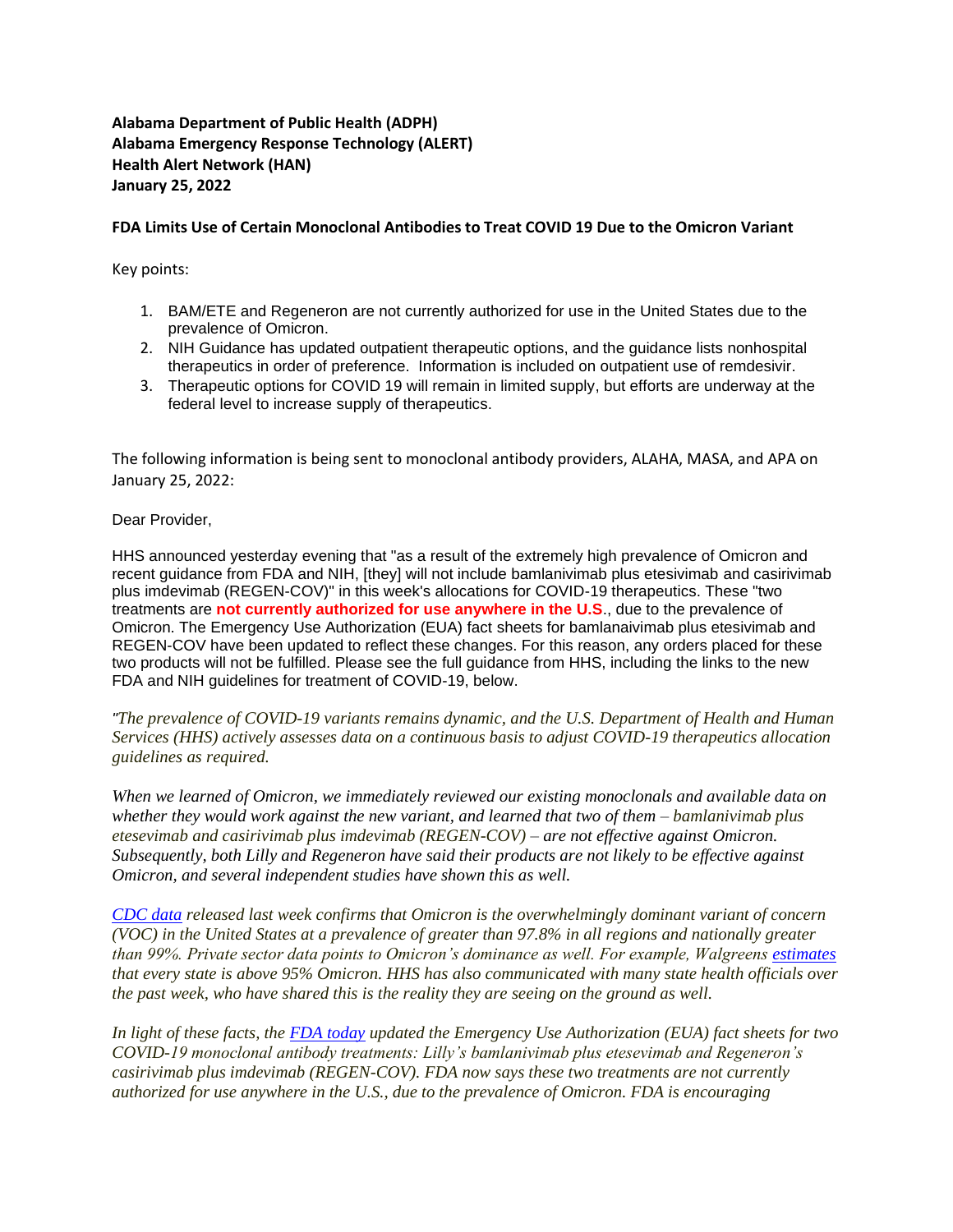**Alabama Department of Public Health (ADPH)**
**Alabama Emergency Response Technology (ALERT)**
**Health Alert Network (HAN)**
**January 25, 2022**

**FDA Limits Use of Certain Monoclonal Antibodies to Treat COVID 19 Due to the Omicron Variant**

Key points:

1. BAM/ETE and Regeneron are not currently authorized for use in the United States due to the prevalence of Omicron.
2. NIH Guidance has updated outpatient therapeutic options, and the guidance lists nonhospital therapeutics in order of preference. Information is included on outpatient use of remdesivir.
3. Therapeutic options for COVID 19 will remain in limited supply, but efforts are underway at the federal level to increase supply of therapeutics.

The following information is being sent to monoclonal antibody providers, ALAHA, MASA, and APA on January 25, 2022:

Dear Provider,

HHS announced yesterday evening that "as a result of the extremely high prevalence of Omicron and recent guidance from FDA and NIH, [they] will not include bamlanivimab plus etesivimab and casirivimab plus imdevimab (REGEN-COV)" in this week's allocations for COVID-19 therapeutics. These "two treatments are **not currently authorized for use anywhere in the U.S**., due to the prevalence of Omicron. The Emergency Use Authorization (EUA) fact sheets for bamlanaivimab plus etesivimab and REGEN-COV have been updated to reflect these changes. For this reason, any orders placed for these two products will not be fulfilled. Please see the full guidance from HHS, including the links to the new FDA and NIH guidelines for treatment of COVID-19, below.

*"The prevalence of COVID-19 variants remains dynamic, and the U.S. Department of Health and Human Services (HHS) actively assesses data on a continuous basis to adjust COVID-19 therapeutics allocation guidelines as required.*

*When we learned of Omicron, we immediately reviewed our existing monoclonals and available data on whether they would work against the new variant, and learned that two of them – bamlanivimab plus etesevimab and casirivimab plus imdevimab (REGEN-COV) – are not effective against Omicron. Subsequently, both Lilly and Regeneron have said their products are not likely to be effective against Omicron, and several independent studies have shown this as well.*

*CDC data released last week confirms that Omicron is the overwhelmingly dominant variant of concern (VOC) in the United States at a prevalence of greater than 97.8% in all regions and nationally greater than 99%. Private sector data points to Omicron's dominance as well. For example, Walgreens estimates that every state is above 95% Omicron. HHS has also communicated with many state health officials over the past week, who have shared this is the reality they are seeing on the ground as well.*

*In light of these facts, the FDA today updated the Emergency Use Authorization (EUA) fact sheets for two COVID-19 monoclonal antibody treatments: Lilly's bamlanivimab plus etesevimab and Regeneron's casirivimab plus imdevimab (REGEN-COV). FDA now says these two treatments are not currently authorized for use anywhere in the U.S., due to the prevalence of Omicron. FDA is encouraging*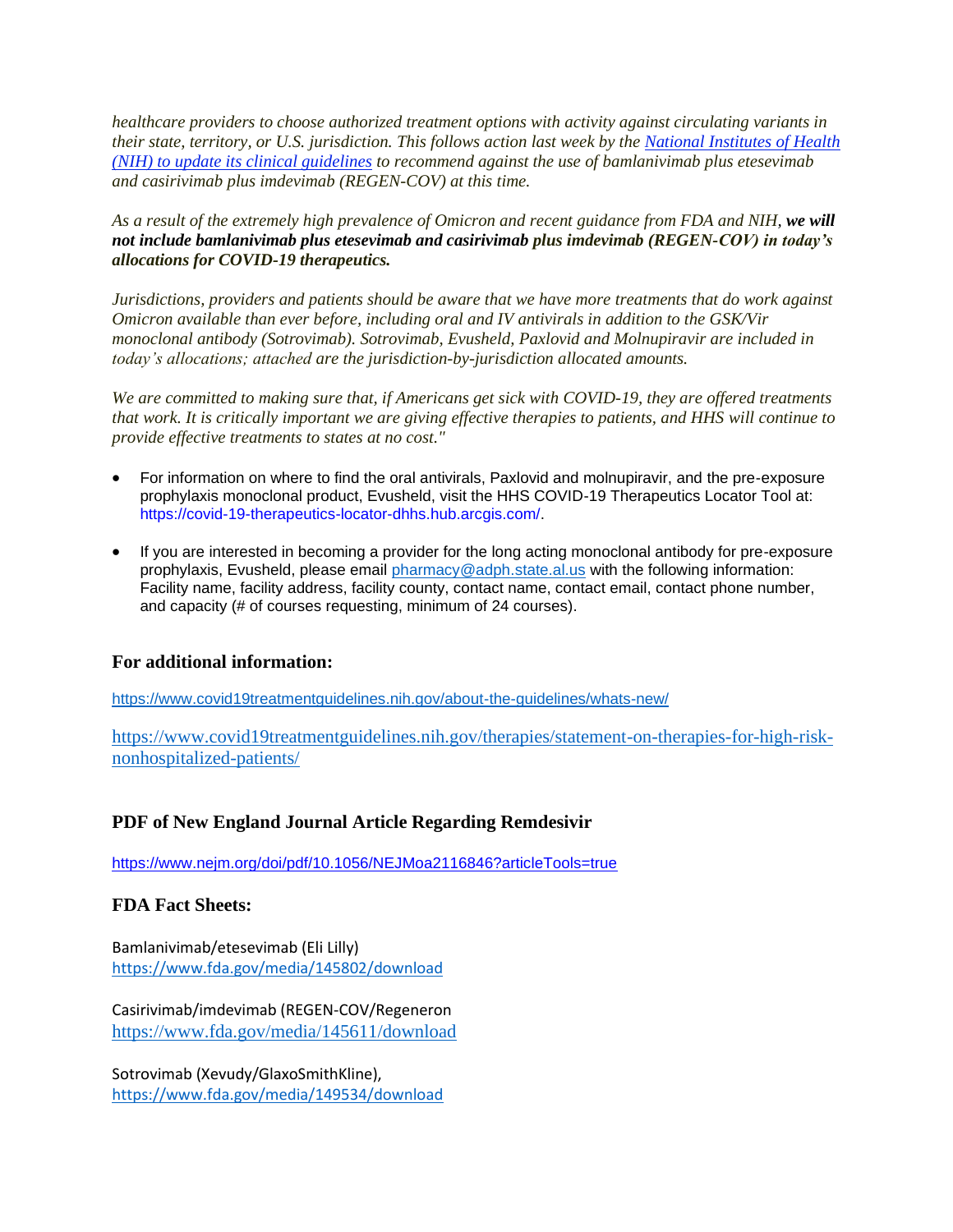*healthcare providers to choose authorized treatment options with activity against circulating variants in their state, territory, or U.S. jurisdiction. This follows action last week by the [National Institutes of Health (NIH) to update its clinical guidelines](https://www.covid19treatmentguidelines.nih.gov/) to recommend against the use of bamlanivimab plus etesevimab and casirivimab plus imdevimab (REGEN-COV) at this time.*

*As a result of the extremely high prevalence of Omicron and recent guidance from FDA and NIH, **we will not include bamlanivimab plus etesevimab and casirivimab plus imdevimab (REGEN-COV) in today's allocations for COVID-19 therapeutics.***

*Jurisdictions, providers and patients should be aware that we have more treatments that do work against Omicron available than ever before, including oral and IV antivirals in addition to the GSK/Vir monoclonal antibody (Sotrovimab). Sotrovimab, Evusheld, Paxlovid and Molnupiravir are included in today's allocations; attached are the jurisdiction-by-jurisdiction allocated amounts.*

*We are committed to making sure that, if Americans get sick with COVID-19, they are offered treatments that work. It is critically important we are giving effective therapies to patients, and HHS will continue to provide effective treatments to states at no cost."*

- For information on where to find the oral antivirals, Paxlovid and molnupiravir, and the pre-exposure prophylaxis monoclonal product, Evusheld, visit the HHS COVID-19 Therapeutics Locator Tool at: https://covid-19-therapeutics-locator-dhhs.hub.arcgis.com/.
- If you are interested in becoming a provider for the long acting monoclonal antibody for pre-exposure prophylaxis, Evusheld, please email pharmacy@adph.state.al.us with the following information: Facility name, facility address, facility county, contact name, contact email, contact phone number, and capacity (# of courses requesting, minimum of 24 courses).

### For additional information:

https://www.covid19treatmentguidelines.nih.gov/about-the-guidelines/whats-new/

https://www.covid19treatmentguidelines.nih.gov/therapies/statement-on-therapies-for-high-risk-nonhospitalized-patients/

### PDF of New England Journal Article Regarding Remdesivir

https://www.nejm.org/doi/pdf/10.1056/NEJMoa2116846?articleTools=true

### FDA Fact Sheets:

Bamlanivimab/etesevimab (Eli Lilly)
https://www.fda.gov/media/145802/download

Casirivimab/imdevimab (REGEN-COV/Regeneron
https://www.fda.gov/media/145611/download

Sotrovimab (Xevudy/GlaxoSmithKline),
https://www.fda.gov/media/149534/download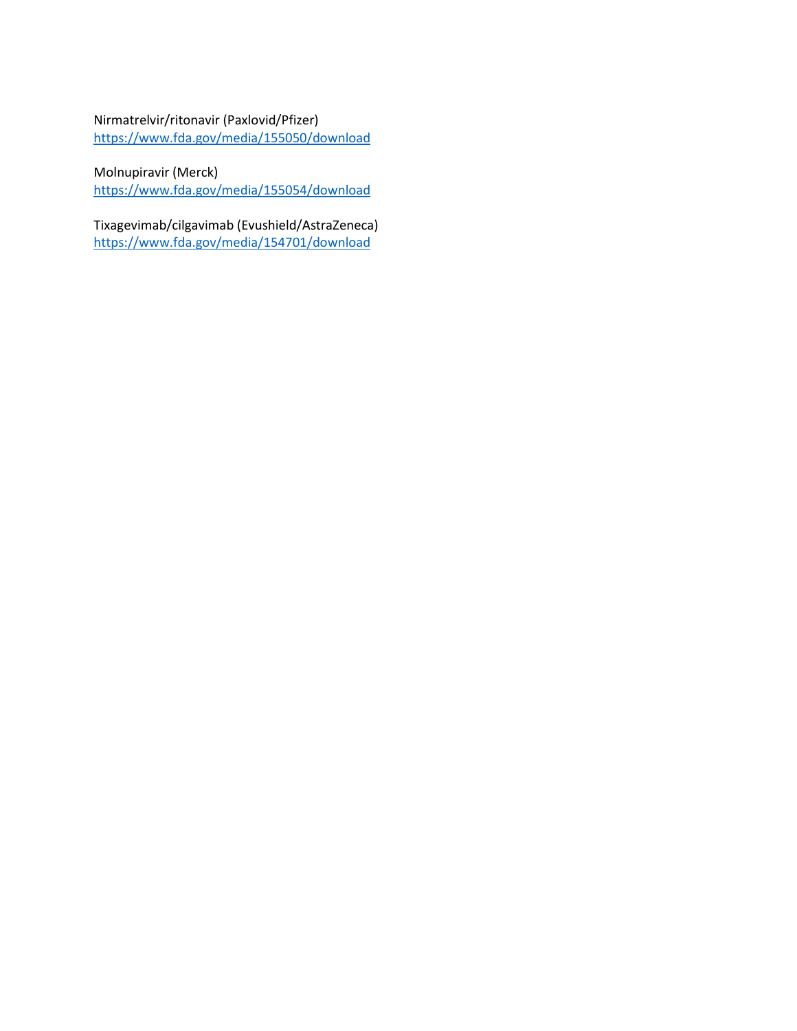Nirmatrelvir/ritonavir (Paxlovid/Pfizer)
https://www.fda.gov/media/155050/download

Molnupiravir (Merck)
https://www.fda.gov/media/155054/download

Tixagevimab/cilgavimab (Evushield/AstraZeneca)
https://www.fda.gov/media/154701/download